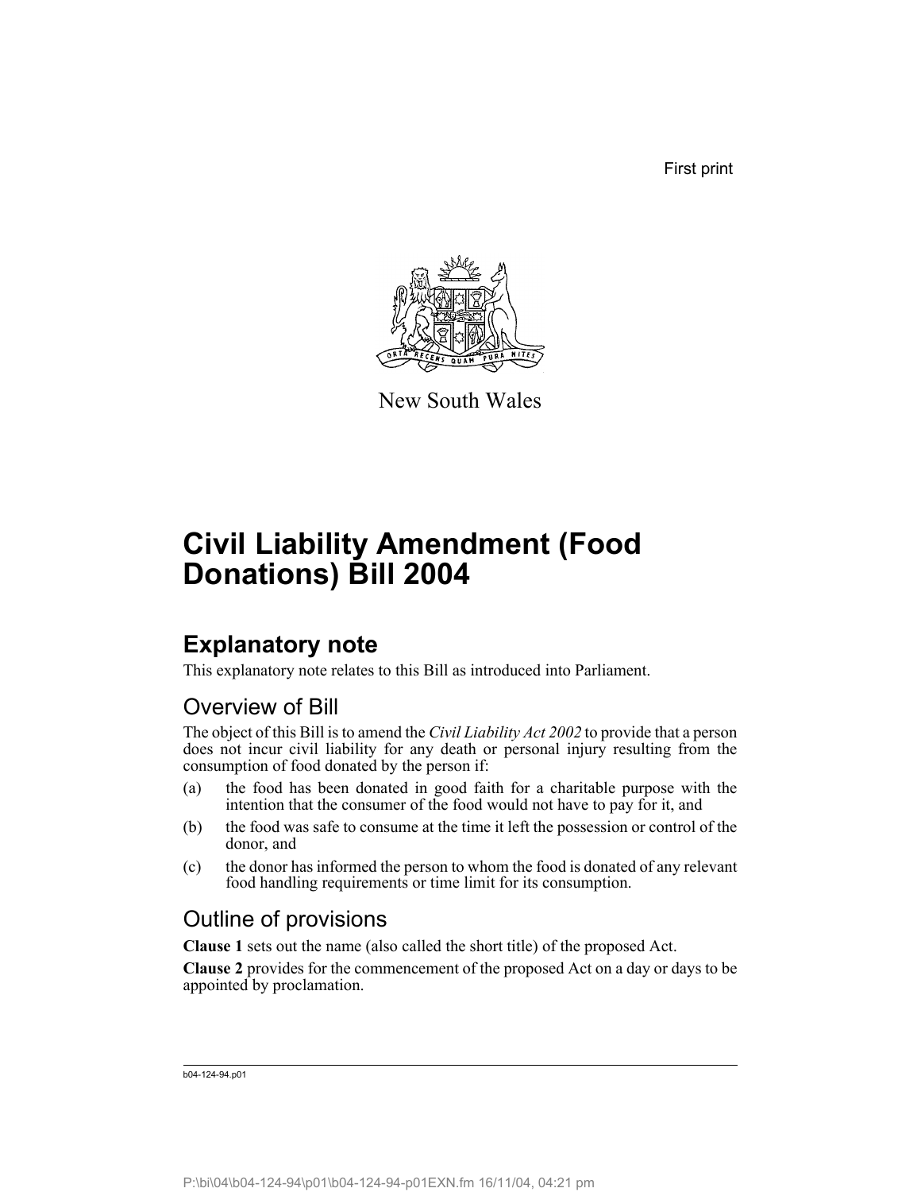First print

New South Wales

# Civil Liability Amendment (Food Donations) Bill 2004

## Explanatory note

This explanatory note relates to this Bill as introduced into Parliament.

### Overview of Bill

The object of this Bill is to amend the *Civil Liability Act 2002* to provide that a person does not incur civil liability for any death or personal injury resulting from the consumption of food donated by the person if:

(a) the food has been donated in good faith for a charitable purpose with the intention that the consumer of the food would not have to pay for it, and

(b) the food was safe to consume at the time it left the possession or control of the donor, and

(c) the donor has informed the person to whom the food is donated of any relevant food handling requirements or time limit for its consumption.

### Outline of provisions

**Clause 1** sets out the name (also called the short title) of the proposed Act.

**Clause 2** provides for the commencement of the proposed Act on a day or days to be appointed by proclamation.

b04-124-94.p01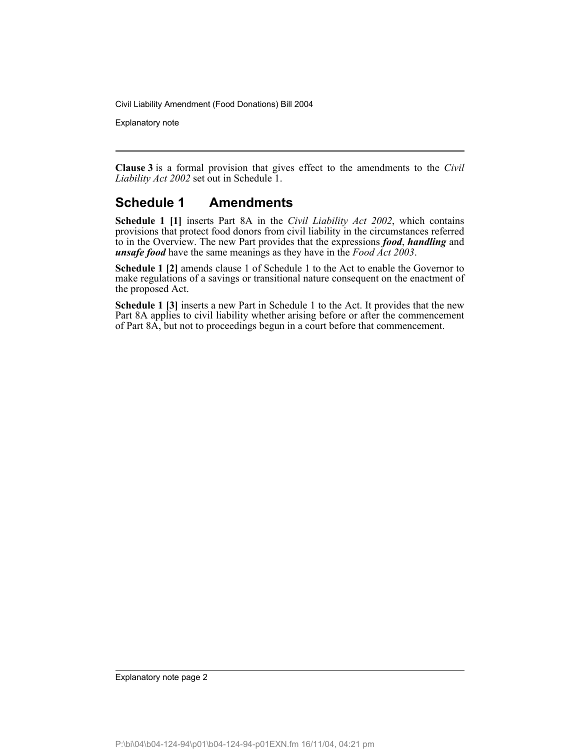**Clause 3** is a formal provision that gives effect to the amendments to the *Civil Liability Act 2002* set out in Schedule 1.

## Schedule 1 Amendments

**Schedule 1 [1]** inserts Part 8A in the *Civil Liability Act 2002*, which contains provisions that protect food donors from civil liability in the circumstances referred to in the Overview. The new Part provides that the expressions ***food***, ***handling*** and ***unsafe food*** have the same meanings as they have in the *Food Act 2003*.

**Schedule 1 [2]** amends clause 1 of Schedule 1 to the Act to enable the Governor to make regulations of a savings or transitional nature consequent on the enactment of the proposed Act.

**Schedule 1 [3]** inserts a new Part in Schedule 1 to the Act. It provides that the new Part 8A applies to civil liability whether arising before or after the commencement of Part 8A, but not to proceedings begun in a court before that commencement.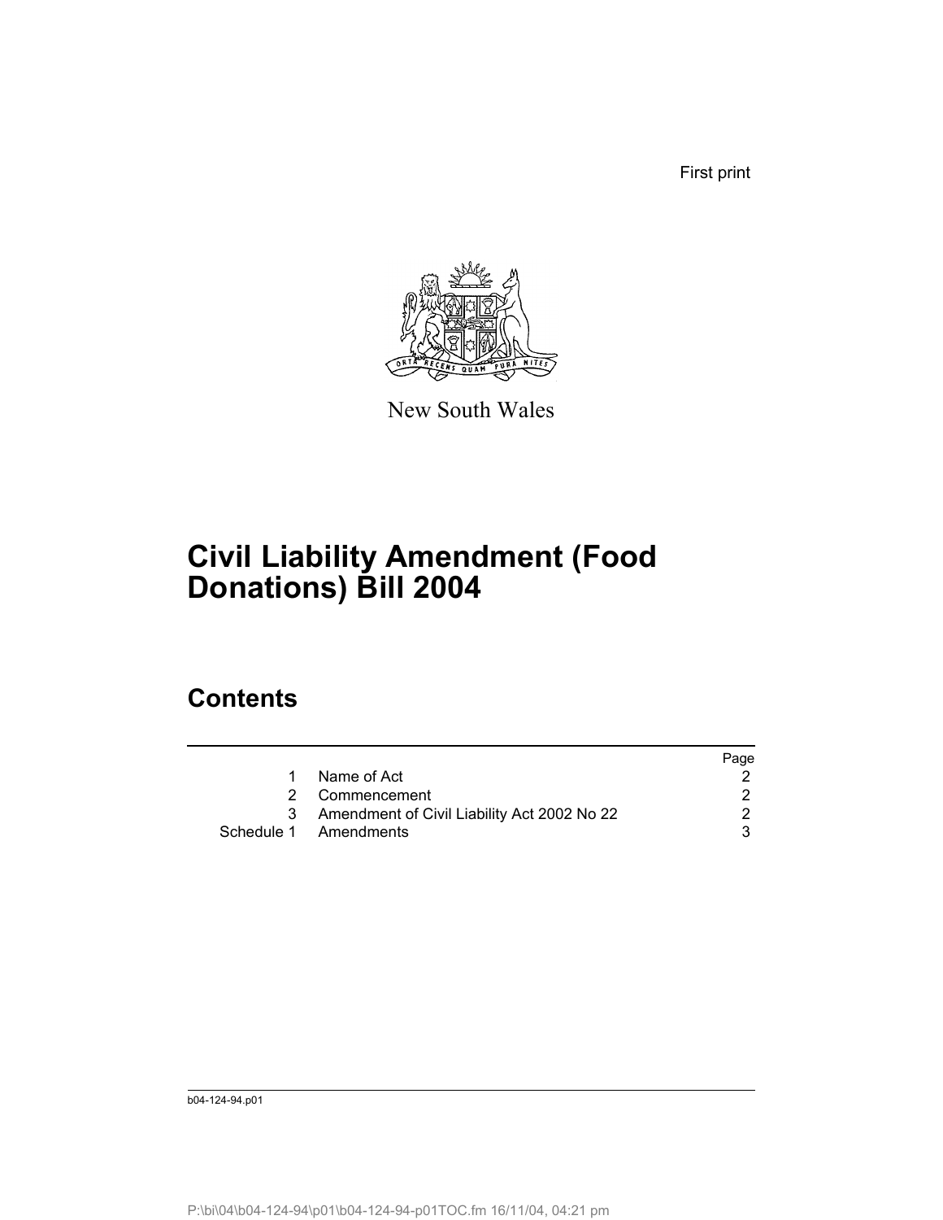First print

New South Wales

# Civil Liability Amendment (Food Donations) Bill 2004

## Contents

| | | Page |
|---|---|---|
| 1 | Name of Act | 2 |
| 2 | Commencement | 2 |
| 3 | Amendment of Civil Liability Act 2002 No 22 | 2 |
| Schedule 1 | Amendments | 3 |

b04-124-94.p01

P:\bi\04\b04-124-94\p01\b04-124-94-p01TOC.fm 16/11/04, 04:21 pm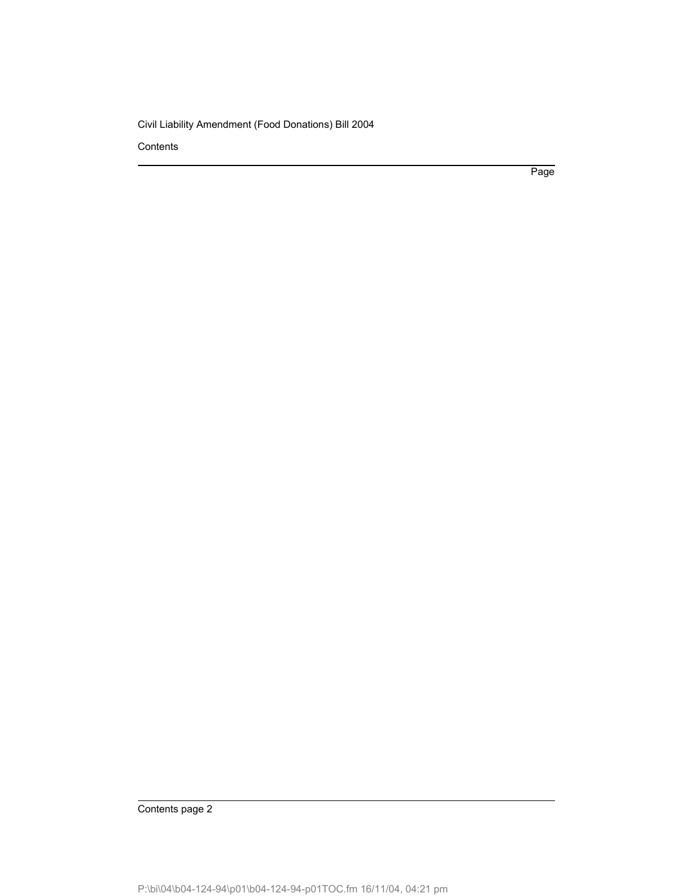Contents

Page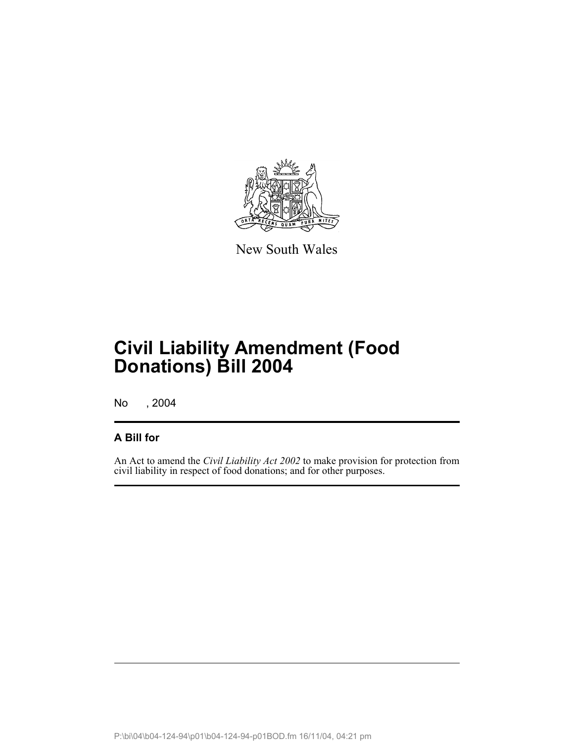New South Wales

# Civil Liability Amendment (Food Donations) Bill 2004

No , 2004

## A Bill for

An Act to amend the *Civil Liability Act 2002* to make provision for protection from civil liability in respect of food donations; and for other purposes.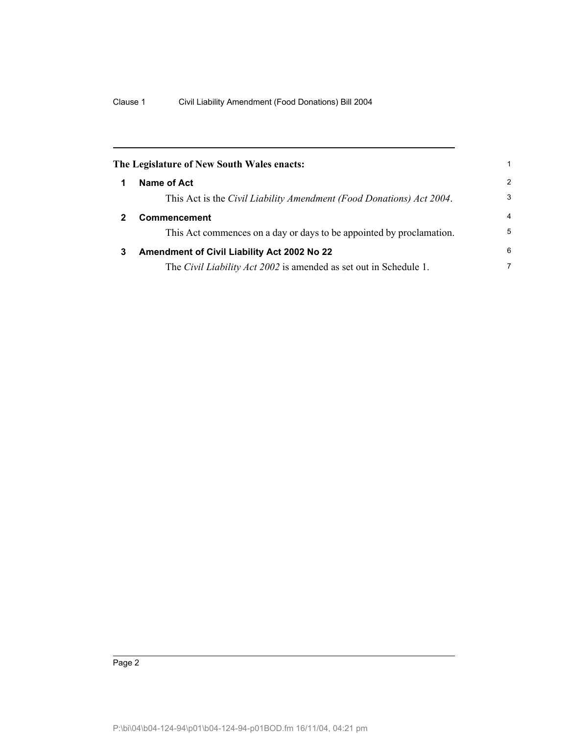**The Legislature of New South Wales enacts:**

## 1 Name of Act

This Act is the *Civil Liability Amendment (Food Donations) Act 2004*.

## 2 Commencement

This Act commences on a day or days to be appointed by proclamation.

## 3 Amendment of Civil Liability Act 2002 No 22

The *Civil Liability Act 2002* is amended as set out in Schedule 1.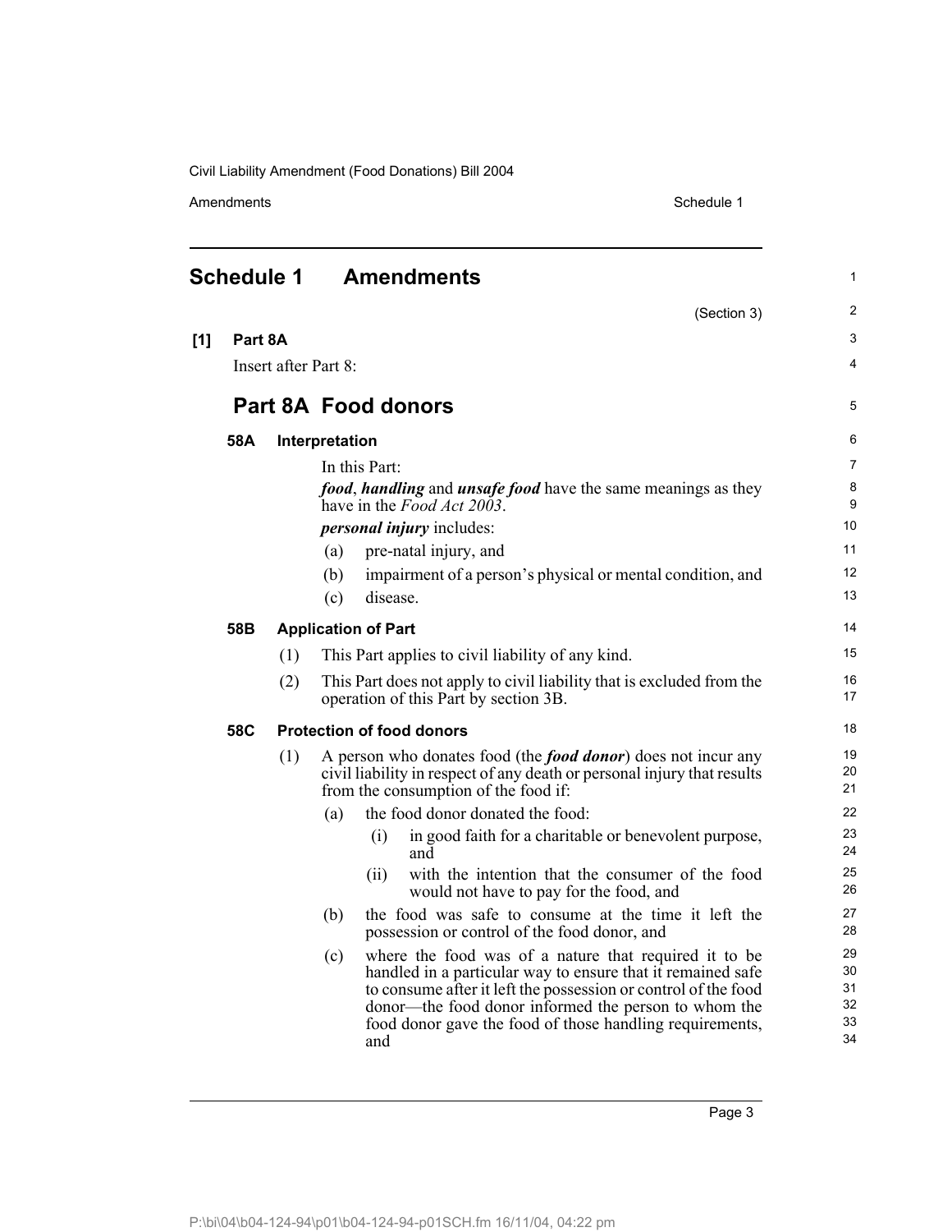# Schedule 1 Amendments

(Section 3)

**[1] Part 8A**

Insert after Part 8:

## Part 8A Food donors

### 58A Interpretation

In this Part:

***food***, ***handling*** and ***unsafe food*** have the same meanings as they have in the *Food Act 2003*.

***personal injury*** includes:

(a) pre-natal injury, and

(b) impairment of a person's physical or mental condition, and

(c) disease.

### 58B Application of Part

(1) This Part applies to civil liability of any kind.

(2) This Part does not apply to civil liability that is excluded from the operation of this Part by section 3B.

### 58C Protection of food donors

(1) A person who donates food (the ***food donor***) does not incur any civil liability in respect of any death or personal injury that results from the consumption of the food if:

(a) the food donor donated the food:

(i) in good faith for a charitable or benevolent purpose, and

(ii) with the intention that the consumer of the food would not have to pay for the food, and

(b) the food was safe to consume at the time it left the possession or control of the food donor, and

(c) where the food was of a nature that required it to be handled in a particular way to ensure that it remained safe to consume after it left the possession or control of the food donor—the food donor informed the person to whom the food donor gave the food of those handling requirements, and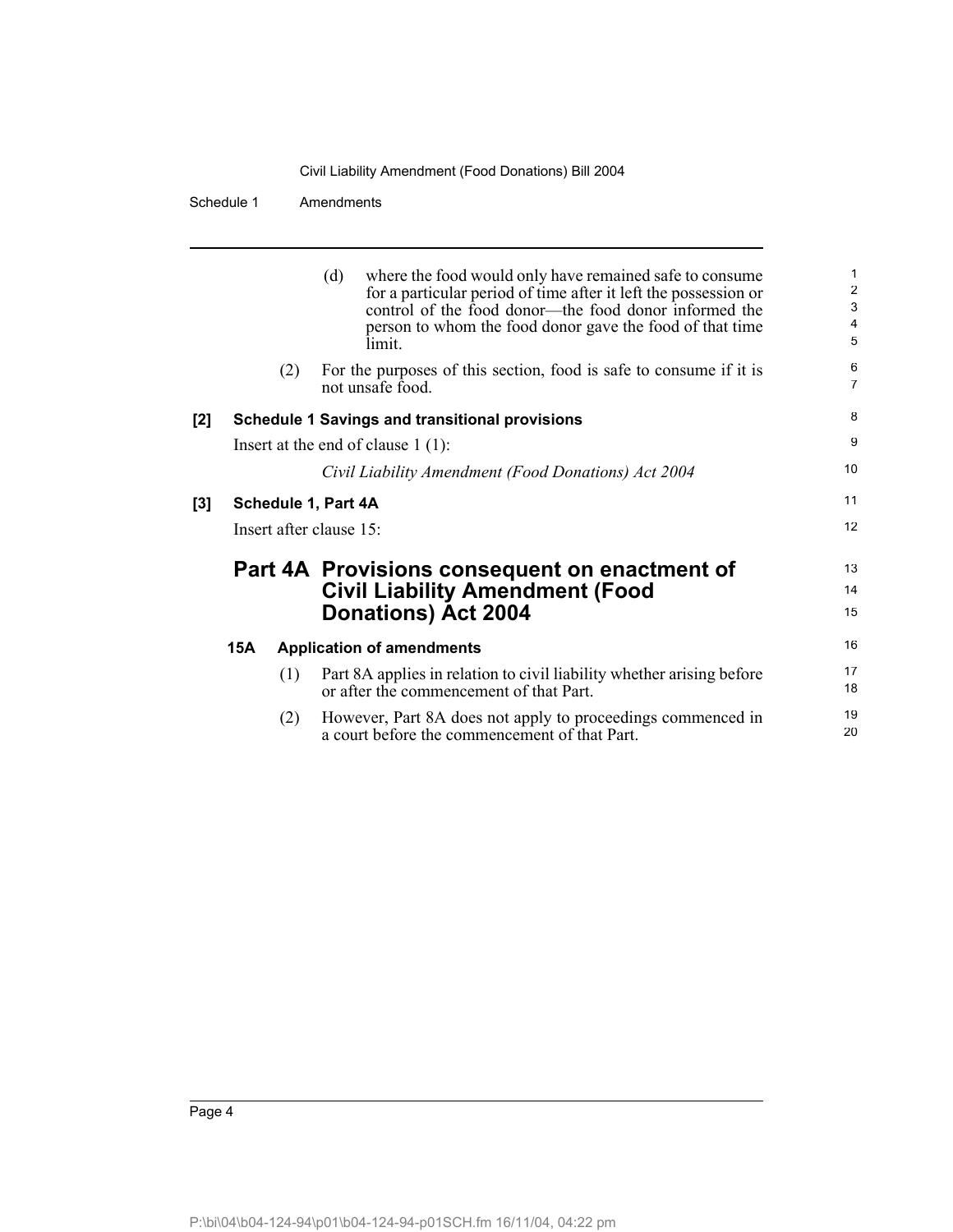(d) where the food would only have remained safe to consume for a particular period of time after it left the possession or control of the food donor—the food donor informed the person to whom the food donor gave the food of that time limit.

(2) For the purposes of this section, food is safe to consume if it is not unsafe food.

**[2] Schedule 1 Savings and transitional provisions**

Insert at the end of clause 1 (1):

*Civil Liability Amendment (Food Donations) Act 2004*

**[3] Schedule 1, Part 4A**

Insert after clause 15:

## Part 4A Provisions consequent on enactment of Civil Liability Amendment (Food Donations) Act 2004

**15A Application of amendments**

(1) Part 8A applies in relation to civil liability whether arising before or after the commencement of that Part.

(2) However, Part 8A does not apply to proceedings commenced in a court before the commencement of that Part.